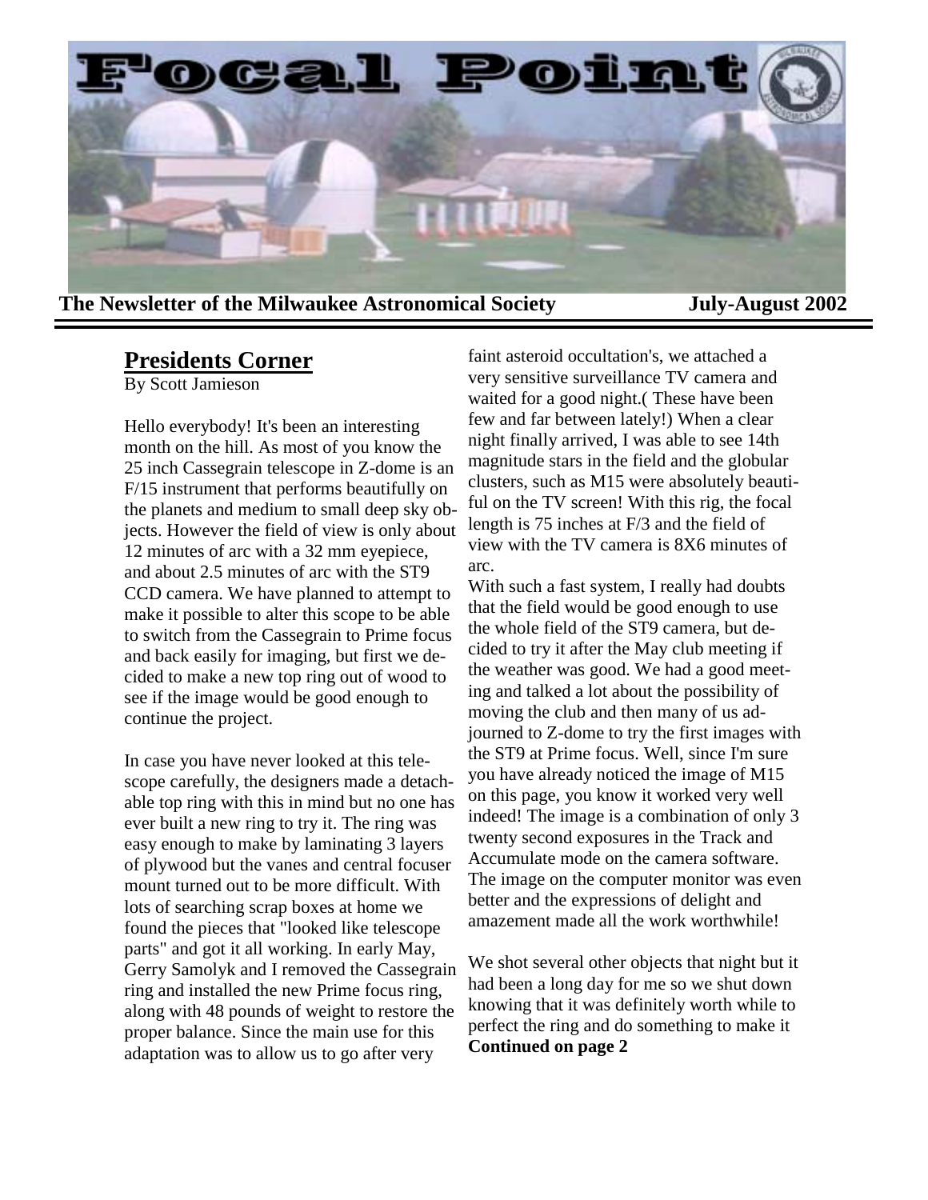# Focal Point

**The Newsletter of the Milwaukee Astronomical Society** **July-August 2002**

## Presidents Corner

By Scott Jamieson

Hello everybody! It's been an interesting month on the hill. As most of you know the 25 inch Cassegrain telescope in Z-dome is an F/15 instrument that performs beautifully on the planets and medium to small deep sky objects. However the field of view is only about 12 minutes of arc with a 32 mm eyepiece, and about 2.5 minutes of arc with the ST9 CCD camera. We have planned to attempt to make it possible to alter this scope to be able to switch from the Cassegrain to Prime focus and back easily for imaging, but first we decided to make a new top ring out of wood to see if the image would be good enough to continue the project.

In case you have never looked at this telescope carefully, the designers made a detachable top ring with this in mind but no one has ever built a new ring to try it. The ring was easy enough to make by laminating 3 layers of plywood but the vanes and central focuser mount turned out to be more difficult. With lots of searching scrap boxes at home we found the pieces that "looked like telescope parts" and got it all working. In early May, Gerry Samolyk and I removed the Cassegrain ring and installed the new Prime focus ring, along with 48 pounds of weight to restore the proper balance. Since the main use for this adaptation was to allow us to go after very faint asteroid occultation's, we attached a very sensitive surveillance TV camera and waited for a good night.( These have been few and far between lately!) When a clear night finally arrived, I was able to see 14th magnitude stars in the field and the globular clusters, such as M15 were absolutely beautiful on the TV screen! With this rig, the focal length is 75 inches at F/3 and the field of view with the TV camera is 8X6 minutes of arc.

With such a fast system, I really had doubts that the field would be good enough to use the whole field of the ST9 camera, but decided to try it after the May club meeting if the weather was good. We had a good meeting and talked a lot about the possibility of moving the club and then many of us adjourned to Z-dome to try the first images with the ST9 at Prime focus. Well, since I'm sure you have already noticed the image of M15 on this page, you know it worked very well indeed! The image is a combination of only 3 twenty second exposures in the Track and Accumulate mode on the camera software. The image on the computer monitor was even better and the expressions of delight and amazement made all the work worthwhile!

We shot several other objects that night but it had been a long day for me so we shut down knowing that it was definitely worth while to perfect the ring and do something to make it **Continued on page 2**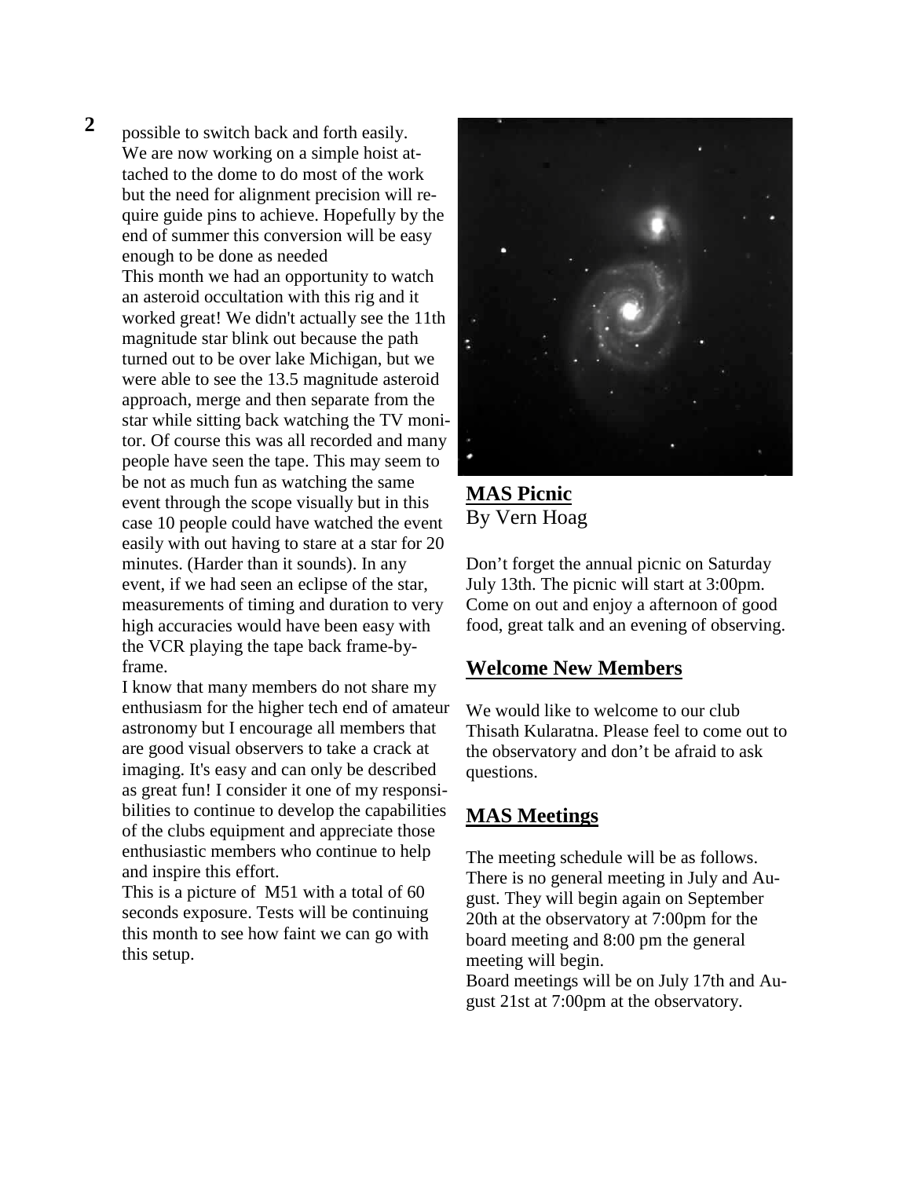possible to switch back and forth easily. We are now working on a simple hoist attached to the dome to do most of the work but the need for alignment precision will require guide pins to achieve. Hopefully by the end of summer this conversion will be easy enough to be done as needed

This month we had an opportunity to watch an asteroid occultation with this rig and it worked great! We didn't actually see the 11th magnitude star blink out because the path turned out to be over lake Michigan, but we were able to see the 13.5 magnitude asteroid approach, merge and then separate from the star while sitting back watching the TV monitor. Of course this was all recorded and many people have seen the tape. This may seem to be not as much fun as watching the same event through the scope visually but in this case 10 people could have watched the event easily with out having to stare at a star for 20 minutes. (Harder than it sounds). In any event, if we had seen an eclipse of the star, measurements of timing and duration to very high accuracies would have been easy with the VCR playing the tape back frame-by-frame.

I know that many members do not share my enthusiasm for the higher tech end of amateur astronomy but I encourage all members that are good visual observers to take a crack at imaging. It's easy and can only be described as great fun! I consider it one of my responsibilities to continue to develop the capabilities of the clubs equipment and appreciate those enthusiastic members who continue to help and inspire this effort.

This is a picture of M51 with a total of 60 seconds exposure. Tests will be continuing this month to see how faint we can go with this setup.

## MAS Picnic

By Vern Hoag

Don't forget the annual picnic on Saturday July 13th. The picnic will start at 3:00pm. Come on out and enjoy a afternoon of good food, great talk and an evening of observing.

## Welcome New Members

We would like to welcome to our club Thisath Kularatna. Please feel to come out to the observatory and don't be afraid to ask questions.

## MAS Meetings

The meeting schedule will be as follows. There is no general meeting in July and August. They will begin again on September 20th at the observatory at 7:00pm for the board meeting and 8:00 pm the general meeting will begin.

Board meetings will be on July 17th and August 21st at 7:00pm at the observatory.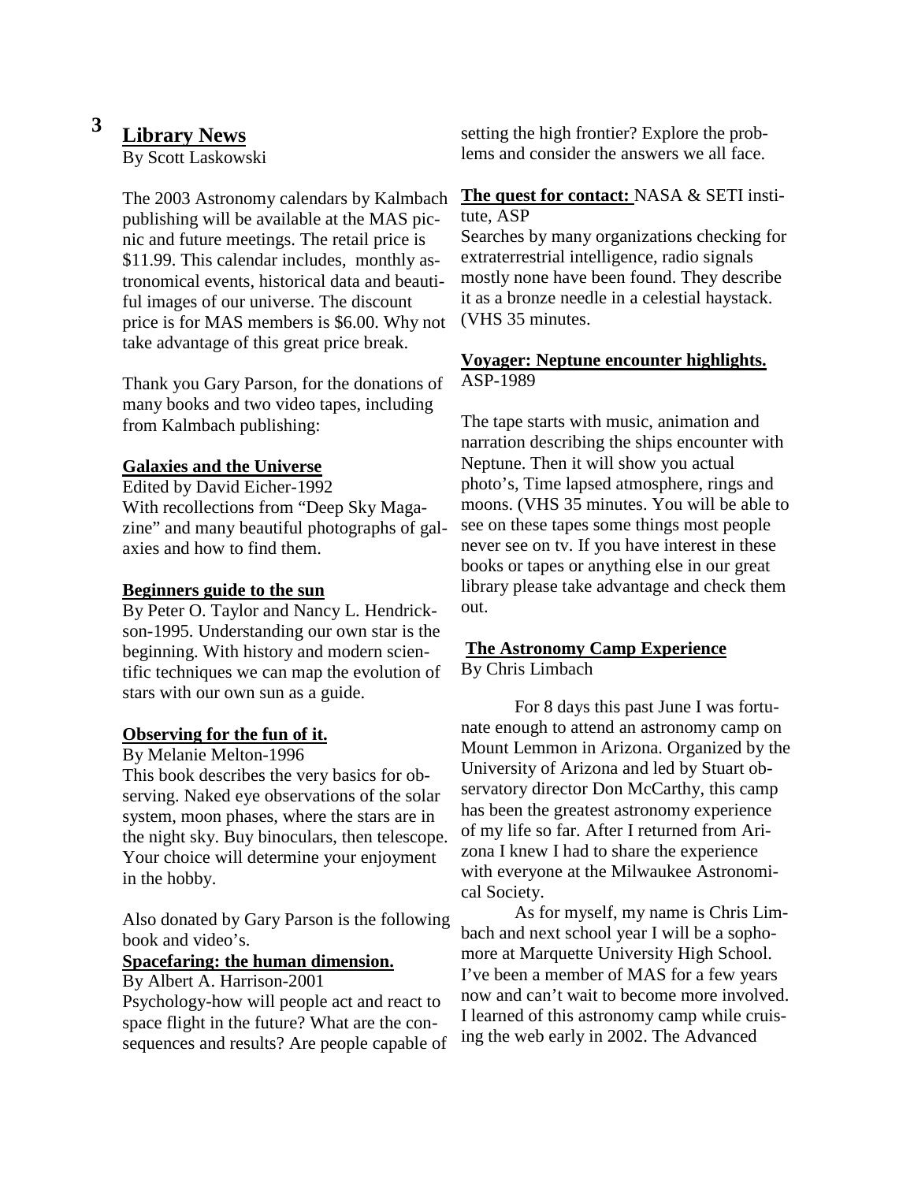## Library News

By Scott Laskowski

The 2003 Astronomy calendars by Kalmbach publishing will be available at the MAS picnic and future meetings. The retail price is $11.99. This calendar includes, monthly astronomical events, historical data and beautiful images of our universe. The discount price is for MAS members is $6.00. Why not take advantage of this great price break.

Thank you Gary Parson, for the donations of many books and two video tapes, including from Kalmbach publishing:

**Galaxies and the Universe**

Edited by David Eicher-1992

With recollections from "Deep Sky Magazine" and many beautiful photographs of galaxies and how to find them.

**Beginners guide to the sun**

By Peter O. Taylor and Nancy L. Hendrickson-1995. Understanding our own star is the beginning. With history and modern scientific techniques we can map the evolution of stars with our own sun as a guide.

**Observing for the fun of it.**

By Melanie Melton-1996

This book describes the very basics for observing. Naked eye observations of the solar system, moon phases, where the stars are in the night sky. Buy binoculars, then telescope. Your choice will determine your enjoyment in the hobby.

Also donated by Gary Parson is the following book and video's.

**Spacefaring: the human dimension.**

By Albert A. Harrison-2001

Psychology-how will people act and react to space flight in the future? What are the consequences and results? Are people capable of setting the high frontier? Explore the problems and consider the answers we all face.

**The quest for contact:** NASA & SETI institute, ASP

Searches by many organizations checking for extraterrestrial intelligence, radio signals mostly none have been found. They describe it as a bronze needle in a celestial haystack. (VHS 35 minutes.

**Voyager: Neptune encounter highlights.** ASP-1989

The tape starts with music, animation and narration describing the ships encounter with Neptune. Then it will show you actual photo's, Time lapsed atmosphere, rings and moons. (VHS 35 minutes. You will be able to see on these tapes some things most people never see on tv. If you have interest in these books or tapes or anything else in our great library please take advantage and check them out.

## The Astronomy Camp Experience

By Chris Limbach

For 8 days this past June I was fortunate enough to attend an astronomy camp on Mount Lemmon in Arizona. Organized by the University of Arizona and led by Stuart observatory director Don McCarthy, this camp has been the greatest astronomy experience of my life so far. After I returned from Arizona I knew I had to share the experience with everyone at the Milwaukee Astronomical Society.

As for myself, my name is Chris Limbach and next school year I will be a sophomore at Marquette University High School. I've been a member of MAS for a few years now and can't wait to become more involved. I learned of this astronomy camp while cruising the web early in 2002. The Advanced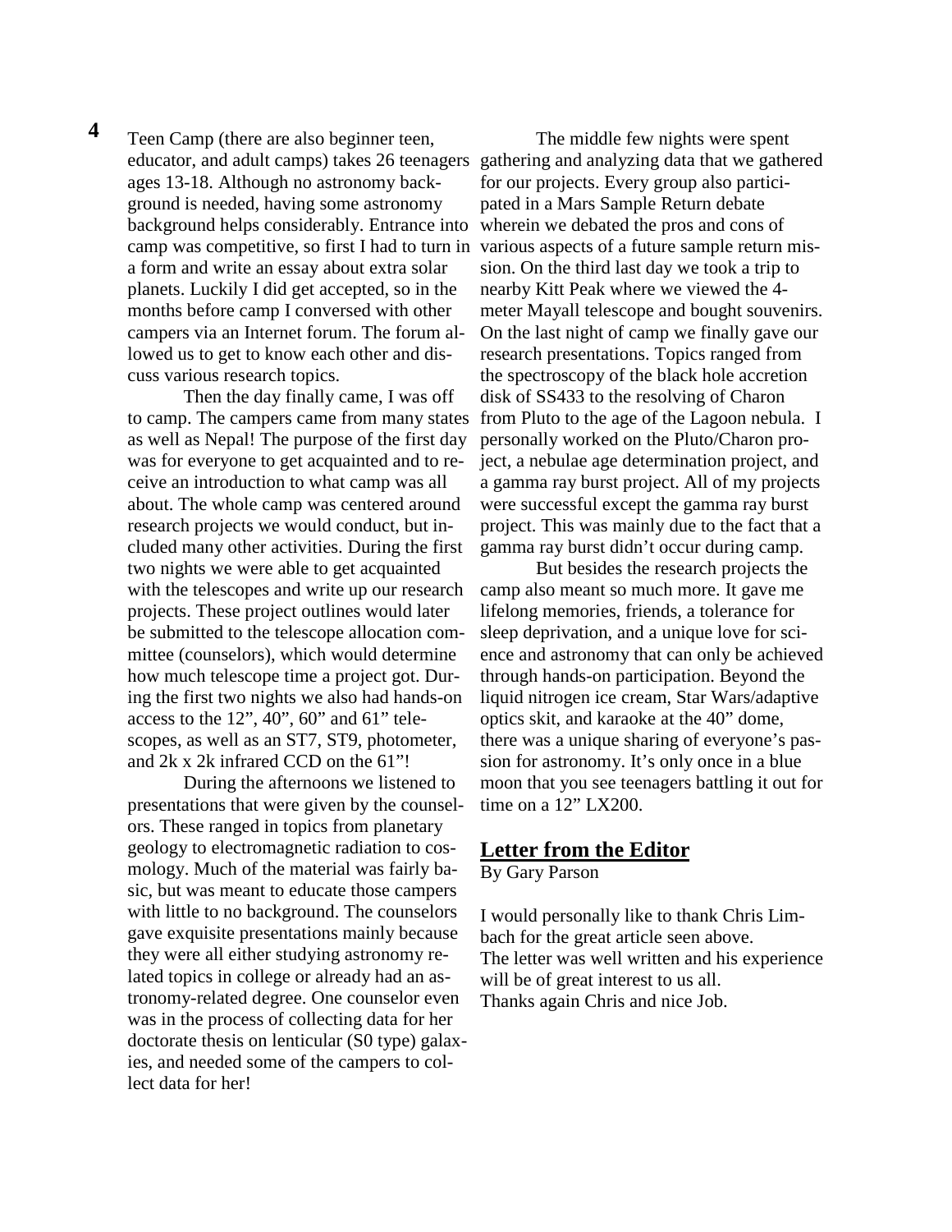Teen Camp (there are also beginner teen, educator, and adult camps) takes 26 teenagers ages 13-18. Although no astronomy background is needed, having some astronomy background helps considerably. Entrance into camp was competitive, so first I had to turn in a form and write an essay about extra solar planets. Luckily I did get accepted, so in the months before camp I conversed with other campers via an Internet forum. The forum allowed us to get to know each other and discuss various research topics.

Then the day finally came, I was off to camp. The campers came from many states as well as Nepal! The purpose of the first day was for everyone to get acquainted and to receive an introduction to what camp was all about. The whole camp was centered around research projects we would conduct, but included many other activities. During the first two nights we were able to get acquainted with the telescopes and write up our research projects. These project outlines would later be submitted to the telescope allocation committee (counselors), which would determine how much telescope time a project got. During the first two nights we also had hands-on access to the 12", 40", 60" and 61" telescopes, as well as an ST7, ST9, photometer, and 2k x 2k infrared CCD on the 61"!

During the afternoons we listened to presentations that were given by the counselors. These ranged in topics from planetary geology to electromagnetic radiation to cosmology. Much of the material was fairly basic, but was meant to educate those campers with little to no background. The counselors gave exquisite presentations mainly because they were all either studying astronomy related topics in college or already had an astronomy-related degree. One counselor even was in the process of collecting data for her doctorate thesis on lenticular (S0 type) galaxies, and needed some of the campers to collect data for her!

The middle few nights were spent gathering and analyzing data that we gathered for our projects. Every group also participated in a Mars Sample Return debate wherein we debated the pros and cons of various aspects of a future sample return mission. On the third last day we took a trip to nearby Kitt Peak where we viewed the 4-meter Mayall telescope and bought souvenirs. On the last night of camp we finally gave our research presentations. Topics ranged from the spectroscopy of the black hole accretion disk of SS433 to the resolving of Charon from Pluto to the age of the Lagoon nebula. I personally worked on the Pluto/Charon project, a nebulae age determination project, and a gamma ray burst project. All of my projects were successful except the gamma ray burst project. This was mainly due to the fact that a gamma ray burst didn't occur during camp.

But besides the research projects the camp also meant so much more. It gave me lifelong memories, friends, a tolerance for sleep deprivation, and a unique love for science and astronomy that can only be achieved through hands-on participation. Beyond the liquid nitrogen ice cream, Star Wars/adaptive optics skit, and karaoke at the 40" dome, there was a unique sharing of everyone's passion for astronomy. It's only once in a blue moon that you see teenagers battling it out for time on a 12" LX200.

## Letter from the Editor

By Gary Parson

I would personally like to thank Chris Limbach for the great article seen above.
The letter was well written and his experience will be of great interest to us all.
Thanks again Chris and nice Job.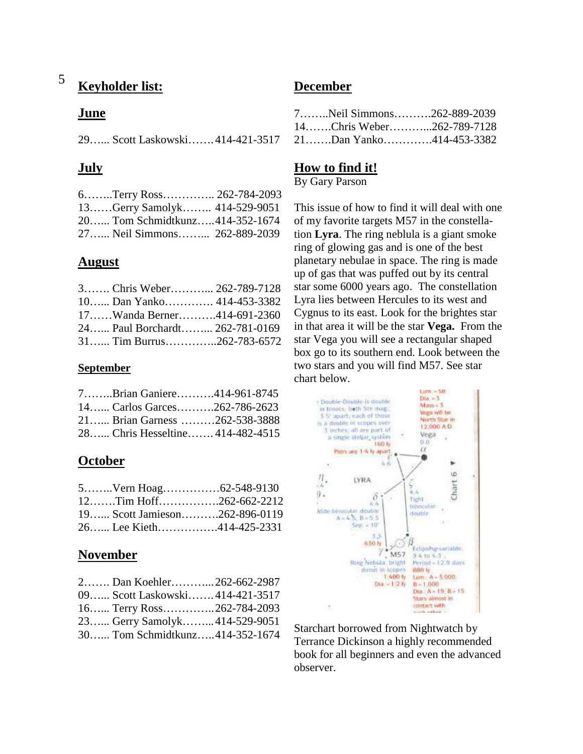## Keyholder list:

### June

29…... Scott Laskowski……. 414-421-3517

### July

6……..Terry Ross………….. 262-784-2093
13……Gerry Samolyk…….. 414-529-9051
20…... Tom Schmidtkunz…..414-352-1674
27…... Neil Simmons……... 262-889-2039

### August

3……. Chris Weber………... 262-789-7128
10…... Dan Yanko…………. 414-453-3382
17……Wanda Berner……….414-691-2360
24…... Paul Borchardt……... 262-781-0169
31…... Tim Burrus…………..262-783-6572

### September

7……..Brian Ganiere……….414-961-8745
14…... Carlos Garces……….262-786-2623
21…... Brian Garness ………262-538-3888
28…... Chris Hesseltine……. 414-482-4515

### October

5……..Vern Hoag……………62-548-9130
12…….Tim Hoff…………….262-662-2212
19…... Scott Jamieson……….262-896-0119
26…... Lee Kieth…………….414-425-2331

### November

2……. Dan Koehler………...262-662-2987
09…... Scott Laskowski……. 414-421-3517
16…... Terry Ross…………..262-784-2093
23…... Gerry Samolyk……...414-529-9051
30…... Tom Schmidtkunz…..414-352-1674

### December

7……..Neil Simmons……….262-889-2039
14…….Chris Weber………...262-789-7128
21…….Dan Yanko………….414-453-3382

## How to find it!

By Gary Parson

This issue of how to find it will deal with one of my favorite targets M57 in the constellation **Lyra**. The ring neblula is a giant smoke ring of glowing gas and is one of the best planetary nebulae in space. The ring is made up of gas that was puffed out by its central star some 6000 years ago. The constellation Lyra lies between Hercules to its west and Cygnus to its east. Look for the brightes star in that area it will be the star **Vega.** From the star Vega you will see a rectangular shaped box go to its southern end. Look between the two stars and you will find M57. See star chart below.

Starchart borrowed from Nightwatch by Terrance Dickinson a highly recommended book for all beginners and even the advanced observer.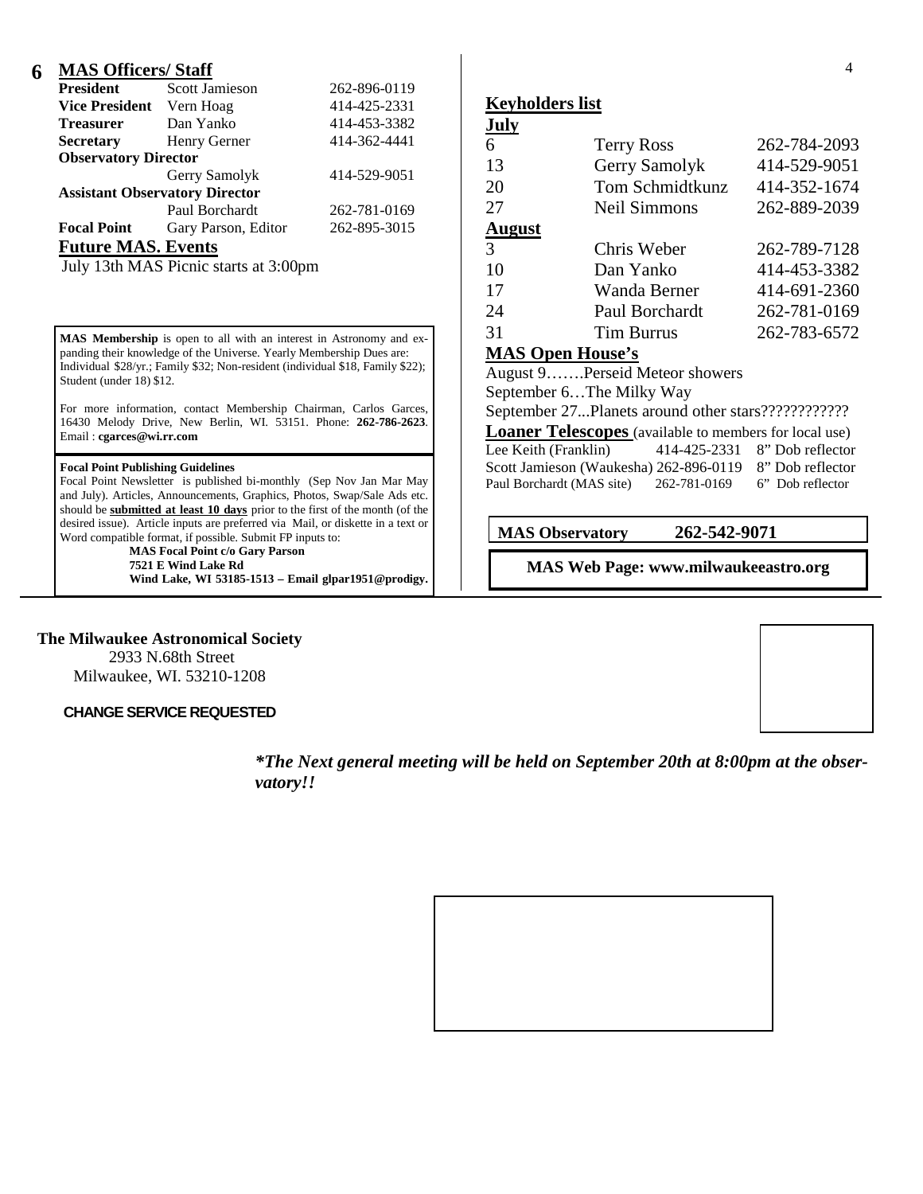## MAS Officers/ Staff

| | | |
|---|---|---|
| **President** | Scott Jamieson | 262-896-0119 |
| **Vice President** | Vern Hoag | 414-425-2331 |
| **Treasurer** | Dan Yanko | 414-453-3382 |
| **Secretary** | Henry Gerner | 414-362-4441 |
| **Observatory Director** | Gerry Samolyk | 414-529-9051 |
| **Assistant Observatory Director** | Paul Borchardt | 262-781-0169 |
| **Focal Point** | Gary Parson, Editor | 262-895-3015 |

## Future MAS. Events

July 13th MAS Picnic starts at 3:00pm

**MAS Membership** is open to all with an interest in Astronomy and expanding their knowledge of the Universe. Yearly Membership Dues are: Individual $28/yr.; Family $32; Non-resident (individual $18, Family $22); Student (under 18) $12.

For more information, contact Membership Chairman, Carlos Garces, 16430 Melody Drive, New Berlin, WI. 53151. Phone: **262-786-2623**. Email : **cgarces@wi.rr.com**

**Focal Point Publishing Guidelines**

Focal Point Newsletter is published bi-monthly (Sep Nov Jan Mar May and July). Articles, Announcements, Graphics, Photos, Swap/Sale Ads etc. should be **submitted at least 10 days** prior to the first of the month (of the desired issue). Article inputs are preferred via Mail, or diskette in a text or Word compatible format, if possible. Submit FP inputs to:

**MAS Focal Point c/o Gary Parson**
**7521 E Wind Lake Rd**
**Wind Lake, WI 53185-1513 – Email glpar1951@prodigy.**

## Keyholders list

| | | |
|---|---|---|
| **July** | | |
| 6 | Terry Ross | 262-784-2093 |
| 13 | Gerry Samolyk | 414-529-9051 |
| 20 | Tom Schmidtkunz | 414-352-1674 |
| 27 | Neil Simmons | 262-889-2039 |
| **August** | | |
| 3 | Chris Weber | 262-789-7128 |
| 10 | Dan Yanko | 414-453-3382 |
| 17 | Wanda Berner | 414-691-2360 |
| 24 | Paul Borchardt | 262-781-0169 |
| 31 | Tim Burrus | 262-783-6572 |

## MAS Open House's

August 9…….Perseid Meteor showers
September 6…The Milky Way
September 27...Planets around other stars????????????

**Loaner Telescopes** (available to members for local use)

| | | |
|---|---|---|
| Lee Keith (Franklin) | 414-425-2331 | 8" Dob reflector |
| Scott Jamieson (Waukesha) | 262-896-0119 | 8" Dob reflector |
| Paul Borchardt (MAS site) | 262-781-0169 | 6" Dob reflector |

**MAS Observatory 262-542-9071**

**MAS Web Page: www.milwaukeeastro.org**

**The Milwaukee Astronomical Society**
2933 N.68th Street
Milwaukee, WI. 53210-1208

**CHANGE SERVICE REQUESTED**

***The Next general meeting will be held on September 20th at 8:00pm at the observatory!!***